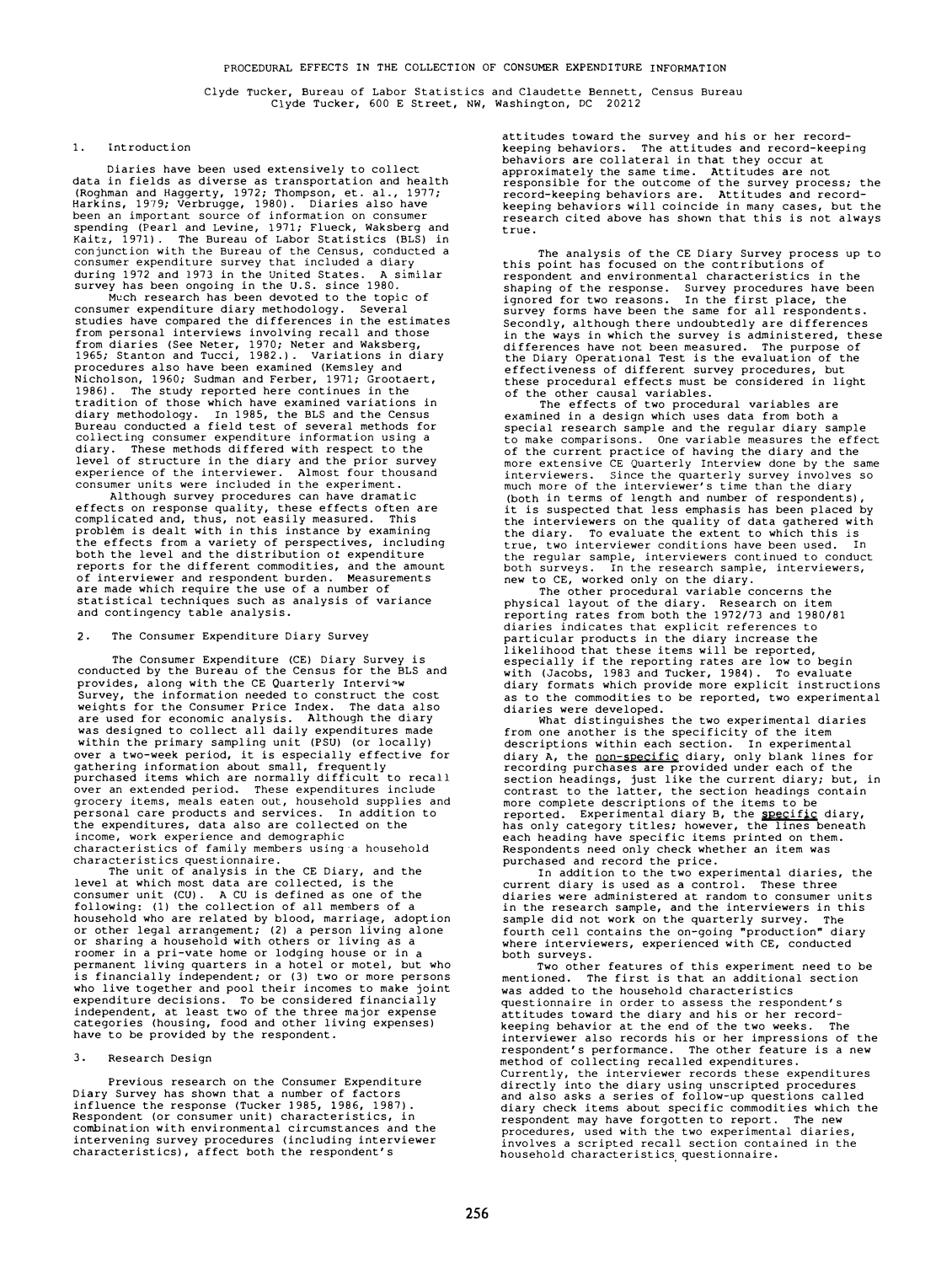# PROCEDURAL EFFECTS IN THE COLLECTION OF CONSUMER EXPENDITURE INFORMATION

Clyde Tucker, Bureau of Labor Statistics and Claudette Bennett, Census Bureau
Clyde Tucker, 600 E Street, NW, Washington, DC 20212

## 1. Introduction

Diaries have been used extensively to collect data in fields as diverse as transportation and health (Roghman and Haggerty, 1972; Thompson, et. al., 1977; Harkins, 1979; Verbrugge, 1980). Diaries also have been an important source of information on consumer spending (Pearl and Levine, 1971; Flueck, Waksberg and Kaitz, 1971). The Bureau of Labor Statistics (BLS) in conjunction with the Bureau of the Census, conducted a consumer expenditure survey that included a diary during 1972 and 1973 in the United States. A similar survey has been ongoing in the U.S. since 1980.

Much research has been devoted to the topic of consumer expenditure diary methodology. Several studies have compared the differences in the estimates from personal interviews involving recall and those from diaries (See Neter, 1970; Neter and Waksberg, 1965; Stanton and Tucci, 1982.). Variations in diary procedures also have been examined (Kemsley and Nicholson, 1960; Sudman and Ferber, 1971; Grootaert, 1986). The study reported here continues in the tradition of those which have examined variations in diary methodology. In 1985, the BLS and the Census Bureau conducted a field test of several methods for collecting consumer expenditure information using a diary. These methods differed with respect to the level of structure in the diary and the prior survey experience of the interviewer. Almost four thousand consumer units were included in the experiment.

Although survey procedures can have dramatic effects on response quality, these effects often are complicated and, thus, not easily measured. This problem is dealt with in this instance by examining the effects from a variety of perspectives, including both the level and the distribution of expenditure reports for the different commodities, and the amount of interviewer and respondent burden. Measurements are made which require the use of a number of statistical techniques such as analysis of variance and contingency table analysis.

## 2. The Consumer Expenditure Diary Survey

The Consumer Expenditure (CE) Diary Survey is conducted by the Bureau of the Census for the BLS and provides, along with the CE Quarterly Interview Survey, the information needed to construct the cost weights for the Consumer Price Index. The data also are used for economic analysis. Although the diary was designed to collect all daily expenditures made within the primary sampling unit (PSU) (or locally) over a two-week period, it is especially effective for gathering information about small, frequently purchased items which are normally difficult to recall over an extended period. These expenditures include grocery items, meals eaten out, household supplies and personal care products and services. In addition to the expenditures, data also are collected on the income, work experience and demographic characteristics of family members using a household characteristics questionnaire.

The unit of analysis in the CE Diary, and the level at which most data are collected, is the consumer unit (CU). A CU is defined as one of the following: (1) the collection of all members of a household who are related by blood, marriage, adoption or other legal arrangement; (2) a person living alone or sharing a household with others or living as a roomer in a pri-vate home or lodging house or in a permanent living quarters in a hotel or motel, but who is financially independent; or (3) two or more persons who live together and pool their incomes to make joint expenditure decisions. To be considered financially independent, at least two of the three major expense categories (housing, food and other living expenses) have to be provided by the respondent.

## 3. Research Design

Previous research on the Consumer Expenditure Diary Survey has shown that a number of factors influence the response (Tucker 1985, 1986, 1987). Respondent (or consumer unit) characteristics, in combination with environmental circumstances and the intervening survey procedures (including interviewer characteristics), affect both the respondent's attitudes toward the survey and his or her record-keeping behaviors. The attitudes and record-keeping behaviors are collateral in that they occur at approximately the same time. Attitudes are not responsible for the outcome of the survey process; the record-keeping behaviors are. Attitudes and record-keeping behaviors will coincide in many cases, but the research cited above has shown that this is not always true.

The analysis of the CE Diary Survey process up to this point has focused on the contributions of respondent and environmental characteristics in the shaping of the response. Survey procedures have been ignored for two reasons. In the first place, the survey forms have been the same for all respondents. Secondly, although there undoubtedly are differences in the ways in which the survey is administered, these differences have not been measured. The purpose of the Diary Operational Test is the evaluation of the effectiveness of different survey procedures, but these procedural effects must be considered in light of the other causal variables.

The effects of two procedural variables are examined in a design which uses data from both a special research sample and the regular diary sample to make comparisons. One variable measures the effect of the current practice of having the diary and the more extensive CE Quarterly Interview done by the same interviewers. Since the quarterly survey involves so much more of the interviewer's time than the diary (both in terms of length and number of respondents), it is suspected that less emphasis has been placed by the interviewers on the quality of data gathered with the diary. To evaluate the extent to which this is true, two interviewer conditions have been used. In the regular sample, interviewers continued to conduct both surveys. In the research sample, interviewers, new to CE, worked only on the diary.

The other procedural variable concerns the physical layout of the diary. Research on item reporting rates from both the 1972/73 and 1980/81 diaries indicates that explicit references to particular products in the diary increase the likelihood that these items will be reported, especially if the reporting rates are low to begin with (Jacobs, 1983 and Tucker, 1984). To evaluate diary formats which provide more explicit instructions as to the commodities to be reported, two experimental diaries were developed.

What distinguishes the two experimental diaries from one another is the specificity of the item descriptions within each section. In experimental diary A, the non-specific diary, only blank lines for recording purchases are provided under each of the section headings, just like the current diary; but, in contrast to the latter, the section headings contain more complete descriptions of the items to be reported. Experimental diary B, the specific diary, has only category titles; however, the lines beneath each heading have specific items printed on them. Respondents need only check whether an item was purchased and record the price.

In addition to the two experimental diaries, the current diary is used as a control. These three diaries were administered at random to consumer units in the research sample, and the interviewers in this sample did not work on the quarterly survey. The fourth cell contains the on-going "production" diary where interviewers, experienced with CE, conducted both surveys.

Two other features of this experiment need to be mentioned. The first is that an additional section was added to the household characteristics questionnaire in order to assess the respondent's attitudes toward the diary and his or her record-keeping behavior at the end of the two weeks. The interviewer also records his or her impressions of the respondent's performance. The other feature is a new method of collecting recalled expenditures. Currently, the interviewer records these expenditures directly into the diary using unscripted procedures and also asks a series of follow-up questions called diary check items about specific commodities which the respondent may have forgotten to report. The new procedures, used with the two experimental diaries, involves a scripted recall section contained in the household characteristics questionnaire.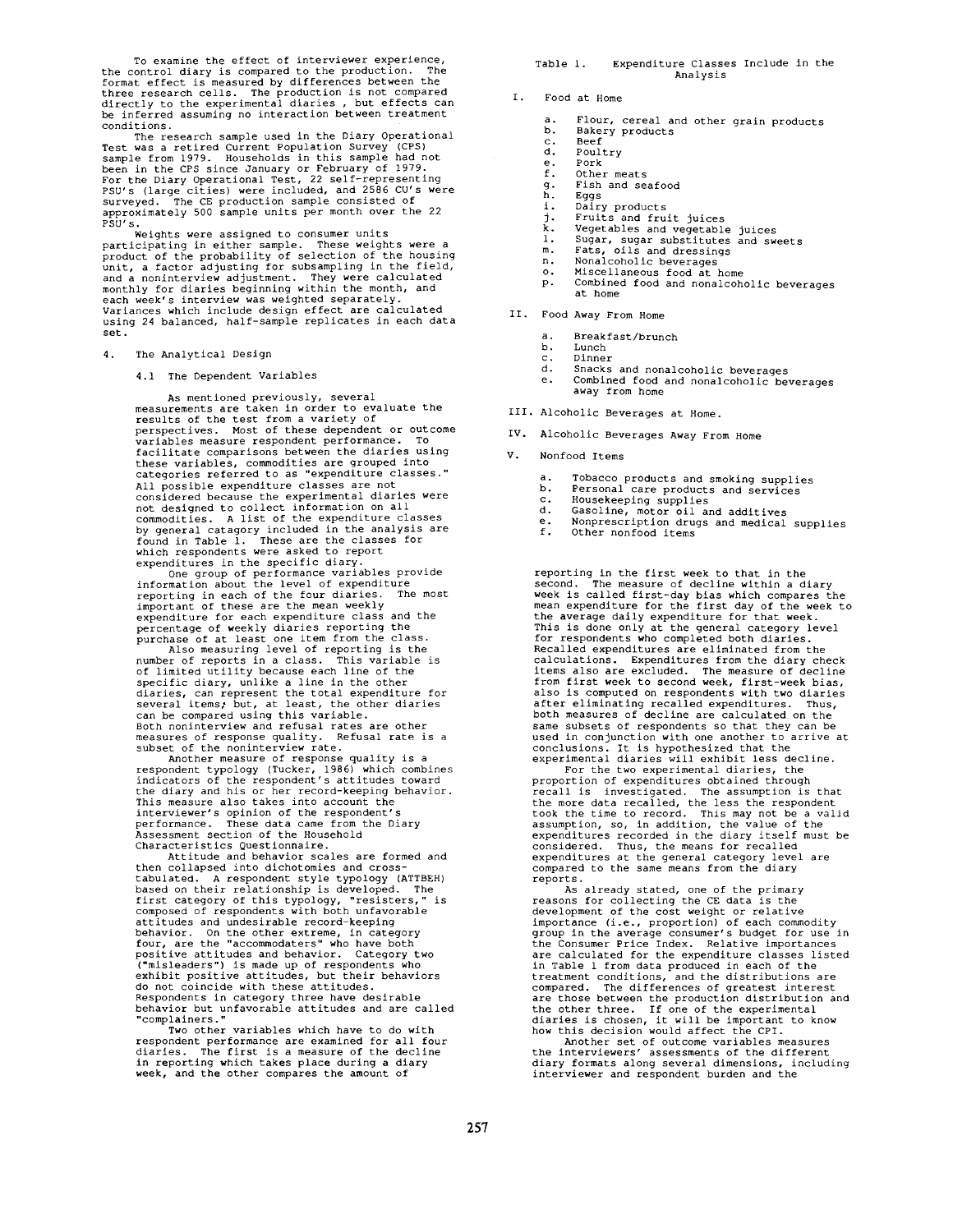To examine the effect of interviewer experience, the control diary is compared to the production. The format effect is measured by differences between the three research cells. The production is not compared directly to the experimental diaries , but effects can be inferred assuming no interaction between treatment conditions.

The research sample used in the Diary Operational Test was a retired Current Population Survey (CPS) sample from 1979. Households in this sample had not been in the CPS since January or February of 1979. For the Diary Operational Test, 22 self-representing PSU's (large cities) were included, and 2586 CU's were surveyed. The CE production sample consisted of approximately 500 sample units per month over the 22 PSU's.

Weights were assigned to consumer units participating in either sample. These weights were a product of the probability of selection of the housing unit, a factor adjusting for subsampling in the field, and a noninterview adjustment. They were calculated monthly for diaries beginning within the month, and each week's interview was weighted separately. Variances which include design effect are calculated using 24 balanced, half-sample replicates in each data set.

## 4. The Analytical Design

### 4.1 The Dependent Variables

As mentioned previously, several measurements are taken in order to evaluate the results of the test from a variety of perspectives. Most of these dependent or outcome variables measure respondent performance. To facilitate comparisons between the diaries using these variables, commodities are grouped into categories referred to as "expenditure classes." All possible expenditure classes are not considered because the experimental diaries were not designed to collect information on all commodities. A list of the expenditure classes by general catagory included in the analysis are found in Table 1. These are the classes for which respondents were asked to report expenditures in the specific diary.

One group of performance variables provide information about the level of expenditure reporting in each of the four diaries. The most important of these are the mean weekly expenditure for each expenditure class and the percentage of weekly diaries reporting the purchase of at least one item from the class.

Also measuring level of reporting is the number of reports in a class. This variable is of limited utility because each line of the specific diary, unlike a line in the other diaries, can represent the total expenditure for several items; but, at least, the other diaries can be compared using this variable.

Both noninterview and refusal rates are other measures of response quality. Refusal rate is a subset of the noninterview rate.

Another measure of response quality is a respondent typology (Tucker, 1986) which combines indicators of the respondent's attitudes toward the diary and his or her record-keeping behavior. This measure also takes into account the interviewer's opinion of the respondent's performance. These data came from the Diary Assessment section of the Household Characteristics Questionnaire.

Attitude and behavior scales are formed and then collapsed into dichotomies and cross-tabulated. A respondent style typology (ATTBEH) based on their relationship is developed. The first category of this typology, "resisters," is composed of respondents with both unfavorable attitudes and undesirable record-keeping behavior. On the other extreme, in category four, are the "accommodaters" who have both positive attitudes and behavior. Category two ("misleaders") is made up of respondents who exhibit positive attitudes, but their behaviors do not coincide with these attitudes. Respondents in category three have desirable behavior but unfavorable attitudes and are called "complainers."

Two other variables which have to do with respondent performance are examined for all four diaries. The first is a measure of the decline in reporting which takes place during a diary week, and the other compares the amount of

Table 1. Expenditure Classes Include in the Analysis

I. Food at Home

- a. Flour, cereal and other grain products
- b. Bakery products
- c. Beef
- d. Poultry
- e. Pork
- f. Other meats
- g. Fish and seafood
- h. Eggs
- i. Dairy products
- j. Fruits and fruit juices
- k. Vegetables and vegetable juices
- l. Sugar, sugar substitutes and sweets
- m. Fats, oils and dressings
- n. Nonalcoholic beverages
- o. Miscellaneous food at home
- p. Combined food and nonalcoholic beverages at home

II. Food Away From Home

- a. Breakfast/brunch
- b. Lunch
- c. Dinner
- d. Snacks and nonalcoholic beverages
- e. Combined food and nonalcoholic beverages away from home

III. Alcoholic Beverages at Home.

IV. Alcoholic Beverages Away From Home

V. Nonfood Items

- a. Tobacco products and smoking supplies
- b. Personal care products and services
- c. Housekeeping supplies
- d. Gasoline, motor oil and additives
- e. Nonprescription drugs and medical supplies
- f. Other nonfood items

reporting in the first week to that in the second. The measure of decline within a diary week is called first-day bias which compares the mean expenditure for the first day of the week to the average daily expenditure for that week. This is done only at the general category level for respondents who completed both diaries. Recalled expenditures are eliminated from the calculations. Expenditures from the diary check items also are excluded. The measure of decline from first week to second week, first-week bias, also is computed on respondents with two diaries after eliminating recalled expenditures. Thus, both measures of decline are calculated on the same subsets of respondents so that they can be used in conjunction with one another to arrive at conclusions. It is hypothesized that the experimental diaries will exhibit less decline.

For the two experimental diaries, the proportion of expenditures obtained through recall is investigated. The assumption is that the more data recalled, the less the respondent took the time to record. This may not be a valid assumption, so, in addition, the value of the expenditures recorded in the diary itself must be considered. Thus, the means for recalled expenditures at the general category level are compared to the same means from the diary reports.

As already stated, one of the primary reasons for collecting the CE data is the development of the cost weight or relative importance (i.e., proportion) of each commodity group in the average consumer's budget for use in the Consumer Price Index. Relative importances are calculated for the expenditure classes listed in Table 1 from data produced in each of the treatment conditions, and the distributions are compared. The differences of greatest interest are those between the production distribution and the other three. If one of the experimental diaries is chosen, it will be important to know how this decision would affect the CPI.

Another set of outcome variables measures the interviewers' assessments of the different diary formats along several dimensions, including interviewer and respondent burden and the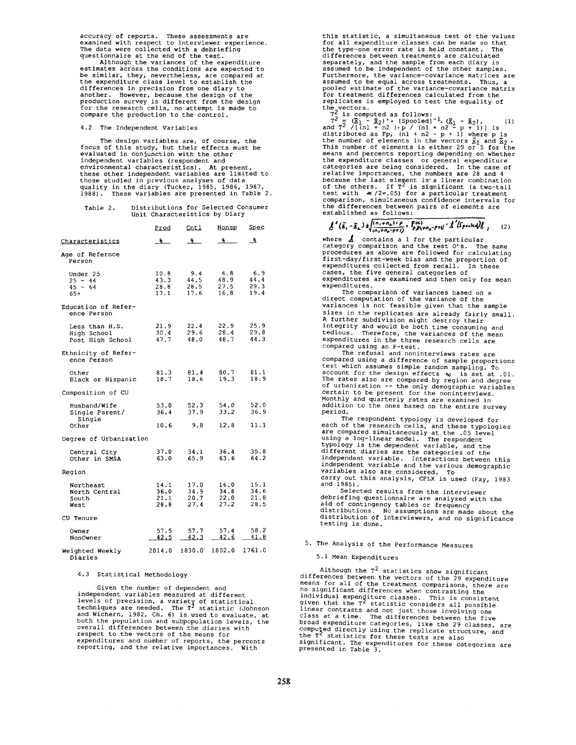accuracy of reports. These assessments are examined with respect to interviewer experience. The data were collected with a debriefing questionnaire at the end of the test.

Although the variances of the expenditure estimates across the conditions are expected to be similar, they, nevertheless, are compared at the expenditure class level to establish the differences in precision from one diary to another. However, because the design of the production survey is different from the design for the research cells, no attempt is made to compare the production to the control.

### 4.2 The Independent Variables

The design variables are, of course, the focus of this study, but their effects must be evaluated in conjunction with the other independent variables (respondent and environmental characteristics). At present, these other independent variables are limited to those studied in previous analyses of data quality in the diary (Tucker, 1985, 1986, 1987, 1988). These variables are presented in Table 2.

Table 2. Distributions for Selected Consumer Unit Characteristics by Diary

| Characteristics | Prod % | Cntl % | Nonsp % | Spec % |
|---|---|---|---|---|
| **Age of Refernce Person** | | | | |
| Under 25 | 10.8 | 9.4 | 6.8 | 6.9 |
| 25 - 44 | 43.3 | 44.5 | 48.9 | 44.4 |
| 45 - 64 | 28.8 | 28.5 | 27.5 | 29.3 |
| 65+ | 17.1 | 17.6 | 16.8 | 19.4 |
| **Education of Reference Person** | | | | |
| Less than H.S. | 21.9 | 22.4 | 22.9 | 25.9 |
| High School | 30.4 | 29.6 | 28.4 | 29.8 |
| Post High School | 47.7 | 48.0 | 48.7 | 44.3 |
| **Ethnicity of Reference Person** | | | | |
| Other | 81.3 | 81.4 | 80.7 | 81.1 |
| Black or Hispanic | 18.7 | 18.6 | 19.3 | 18.9 |
| **Composition of CU** | | | | |
| Husband/Wife | 53.0 | 52.3 | 54.0 | 52.0 |
| Single Parent/Single | 36.4 | 37.9 | 33.2 | 36.9 |
| Other | 10.6 | 9.8 | 12.8 | 11.1 |
| **Degree of Urbanization** | | | | |
| Central City | 37.0 | 34.1 | 36.4 | 35.8 |
| Other in SMSA | 63.0 | 65.9 | 63.6 | 64.2 |
| **Region** | | | | |
| Northeast | 14.1 | 17.0 | 16.0 | 15.1 |
| North Central | 36.0 | 34.9 | 34.8 | 34.6 |
| South | 21.1 | 20.7 | 22.0 | 21.8 |
| West | 28.8 | 27.4 | 27.2 | 28.5 |
| **CU Tenure** | | | | |
| Owner | 57.5 | 57.7 | 57.4 | 58.2 |
| NonOwner | 42.5 | 42.3 | 42.6 | 41.8 |
| Weighted Weekly Diaries | 2014.0 | 1830.0 | 1802.0 | 1761.0 |

### 4.3 Statistical Methodology

Given the number of dependent and independent variables measured at different levels of precision, a variety of statistical techniques are needed. The $T^2$ statistic (Johnson and Wichern, 1982, Ch. 6) is used to evaluate, at both the population and subpopulation levels, the overall differences between the diaries with respect to the vectors of the means for expenditures and number of reports, the percents reporting, and the relative importances. With this statistic, a simultaneous test of the values for all expenditure classes can be made so that the type-one error rate is held constant. The differences between treatments are calculated separately, and the sample from each diary is assumed to be independent of the other samples. Furthermore, the variance-covariance matrices are assumed to be equal across treatments. Thus, a pooled estimate of the variance-covariance matrix for treatment differences calculated from the replicates is employed to test the equality of the vectors.

$T^2$ is computed as follows:

$$T^2 = (\bar{X}_1 - \bar{X}_2)' \cdot [S_{pooled}]^{-1} \cdot (\bar{X}_1 - \bar{X}_2), \quad (1)$$

and $T^2 / [(n1 + n2) \cdot p / (n1 + n2 - p + 1)]$ is distributed as $F_{p, (n1 + n2 - p + 1)}$ where p is the number of elements in the vectors $\bar{X}_1$ and $\bar{X}_2$. This number of elements is either 29 or 5 for the means and percents reporting depending on whether the expenditure classes or general expenditure categories are being considered. In the case of relative importances, the numbers are 28 and 4 because the last element is a linear combination of the others. If $T^2$ is significant (a two-tail test with $\alpha/2 = .05$) for a particular treatment comparison, simultaneous confidence intervals for the differences between pairs of elements are established as follows:

$$\underline{l}'(\bar{x}_1 - \bar{x}_2) \pm \sqrt{\frac{(n_1+n_2)\cdot p}{(n_1+n_2-p+1)} \cdot F^{(\alpha)}_{p, n_1+n_2-p+1} \cdot \underline{l}'(S_{pooled})\underline{l}}, \quad (2)$$

where $\underline{l}$ contains a 1 for the particular category comparison and the rest 0's. The same procedures as above are followed for calculating first-day/first-week bias and the proportion of expenditures collected from recall. In these cases, the five general categories of expenditures are examined and then only for mean expenditures.

The comparison of variances based on a direct computation of the variance of the variances is not feasible given that the sample sizes in the replicates are already fairly small. A further subdivision might destroy their integrity and would be both time consuming and tedious. Therefore, the variances of the mean expenditures in the three research cells are compared using an F-test.

The refusal and noninterviews rates are compared using a difference of sample proportions test which assumes simple random sampling. To account for the design effects $\alpha$ is set at .01. The rates also are compared by region and degree of urbanization -- the only demographic variables certain to be present for the noninterviews. Monthly and quarterly rates are examined in addition to the ones based on the entire survey period.

The respondent typology is developed for each of the research cells, and these typologies are compared simultaneously at the .05 level using a log-linear model. The respondent typology is the dependent variable, and the different diaries are the categories of the independent variable. Interactions between this independent variable and the various demographic variables also are considered. To carry out this analysis, CPLX is used (Fay, 1983 and 1985).

Selected results from the interviewer debriefing questionnaire are analyzed with the aid of contingency tables or frequency distributions. No assumptions are made about the distribution of interviewers, and no significance testing is done.

## 5. The Analysis of the Performance Measures

### 5.1 Mean Expenditures

Although the $T^2$ statistics show significant differences between the vectors of the 29 expenditure means for all of the treatment comparisons, there are no significant differences when contrasting the individual expenditure classes. This is consistent given that the $T^2$ statistic considers all possible linear contrasts and not just those involving one class at a time. The differences between the five broad expenditure categories, like the 29 classes, are computed directly using the replicate structure, and the $T^2$ statistics for these tests are also significant. The expenditures for these categories are presented in Table 3.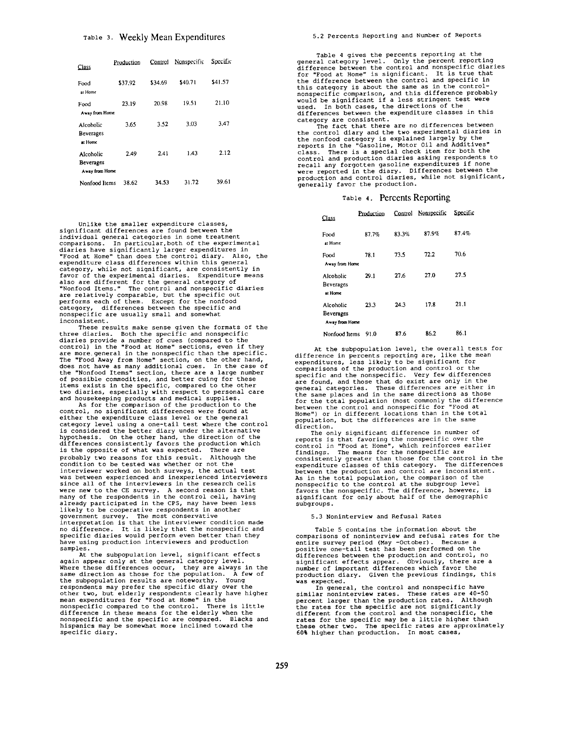Table 3. Weekly Mean Expenditures

| Class | Production | Control | Nonspecific | Specific |
|---|---|---|---|---|
| Food at Home | $37.92 | $34.69 | $40.71 | $41.57 |
| Food Away from Home | 23.19 | 20.98 | 19.51 | 21.10 |
| Alcoholic Beverages at Home | 3.65 | 3.52 | 3.03 | 3.47 |
| Alcoholic Beverages Away from Home | 2.49 | 2.41 | 1.43 | 2.12 |
| Nonfood Items | 38.62 | 34.53 | 31.72 | 39.61 |

Unlike the smaller expenditure classes, significant differences are found between the individual general categories in some treatment comparisons. In particular, both of the experimental diaries have significantly larger expenditures in "Food at Home" than does the control diary. Also, the expenditure class differences within this general category, while not significant, are consistently in favor of the experimental diaries. Expenditure means also are different for the general category of "Nonfood Items." The control and nonspecific diaries are relatively comparable, but the specific out performs each of them. Except for the nonfood category, differences between the specific and nonspecific are usually small and somewhat inconsistent.

These results make sense given the formats of the three diaries. Both the specific and nonspecific diaries provide a number of cues (compared to the control) in the "Food at Home" sections, even if they are more general in the nonspecific than the specific. The "Food Away from Home" section, on the other hand, does not have as many additional cues. In the case of the "Nonfood Items" section, there are a large number of possible commodities, and better cuing for these items exists in the specific, compared to the other two diaries, especially with respect to personal care and housekeeping products and medical supplies.

As for the comparison of the production to the control, no significant differences were found at either the expenditure class level or the general category level using a one-tail test where the control is considered the better diary under the alternative hypothesis. On the other hand, the direction of the differences consistently favors the production which is the opposite of what was expected. There are probably two reasons for this result. Although the condition to be tested was whether or not the interviewer worked on both surveys, the actual test was between experienced and inexperienced interviewers since all of the interviewers in the research cells were new to the CE survey. A second reason is that many of the respondents in the control cell, having already participated in the CPS, may have been less likely to be cooperative respondents in another government survey. The most conservative interpretation is that the interviewer condition made no difference. It is likely that the nonspecific and specific diaries would perform even better than they have using production interviewers and production samples.

At the subpopulation level, significant effects again appear only at the general category level. Where these differences occur, they are always in the same direction as those for the population. A few of the subpopulation results are noteworthy. Young respondents may prefer the specific diary over the other two, but elderly respondents clearly have higher mean expenditures for "Food at Home" in the nonspecific compared to the control. There is little difference in these means for the elderly when the nonspecific and the specific are compared. Blacks and hispanics may be somewhat more inclined toward the specific diary.

## 5.2 Percents Reporting and Number of Reports

Table 4 gives the percents reporting at the general category level. Only the percent reporting difference between the control and nonspecific diaries for "Food at Home" is significant. It is true that the difference between the control and specific in this category is about the same as in the control-nonspecific comparison, and this difference probably would be significant if a less stringent test were used. In both cases, the directions of the differences between the expenditure classes in this category are consistent.

The fact that there are no differences between the control diary and the two experimental diaries in the nonfood category is explained largely by the reports in the "Gasoline, Motor Oil and Additives" class. There is a special check item for both the control and production diaries asking respondents to recall any forgotten gasoline expenditures if none were reported in the diary. Differences between the production and control diaries, while not significant, generally favor the production.

Table 4. Percents Reporting

| Class | Production | Control | Nonspecific | Specific |
|---|---|---|---|---|
| Food at Home | 87.7% | 83.3% | 87.9% | 87.4% |
| Food Away from Home | 78.1 | 73.5 | 72.2 | 70.6 |
| Alcoholic Beverages at Home | 29.1 | 27.6 | 27.0 | 27.5 |
| Alcoholic Beverages Away from Home | 23.3 | 24.3 | 17.8 | 21.1 |
| Nonfood Items | 91.0 | 87.6 | 86.2 | 86.1 |

At the subpopulation level, the overall tests for difference in percents reporting are, like the mean expenditures, less likely to be significant for comparisons of the production and control or the specific and the nonspecific. Very few differences are found, and those that do exist are only in the general categories. These differences are either in the same places and in the same directions as those for the total population (most commonly the difference between the control and nonspecific for "Food at Home") or in different locations than in the total population, but the differences are in the same direction.

The only significant difference in number of reports is that favoring the nonspecific over the control in "Food at Home", which reinforces earlier findings. The means for the nonspecific are consistently greater than those for the control in the expenditure classes of this category. The differences between the production and control are inconsistent. As in the total population, the comparison of the nonspecific to the control at the subgroup level favors the nonspecific. The difference, however, is significant for only about half of the demographic subgroups.

## 5.3 Noninterview and Refusal Rates

Table 5 contains the information about the comparisons of noninterview and refusal rates for the entire survey period (May -October). Because a positive one-tail test has been performed on the differences between the production and control, no significant effects appear. Obviously, there are a number of important differences which favor the production diary. Given the previous findings, this was expected.

In general, the control and nonspecific have similar noninterview rates. These rates are 40-50 percent larger than the production rates. Although the rates for the specific are not significantly different from the control and the nonspecific, the rates for the specific may be a little higher than these other two. The specific rates are approximately 60% higher than production. In most cases,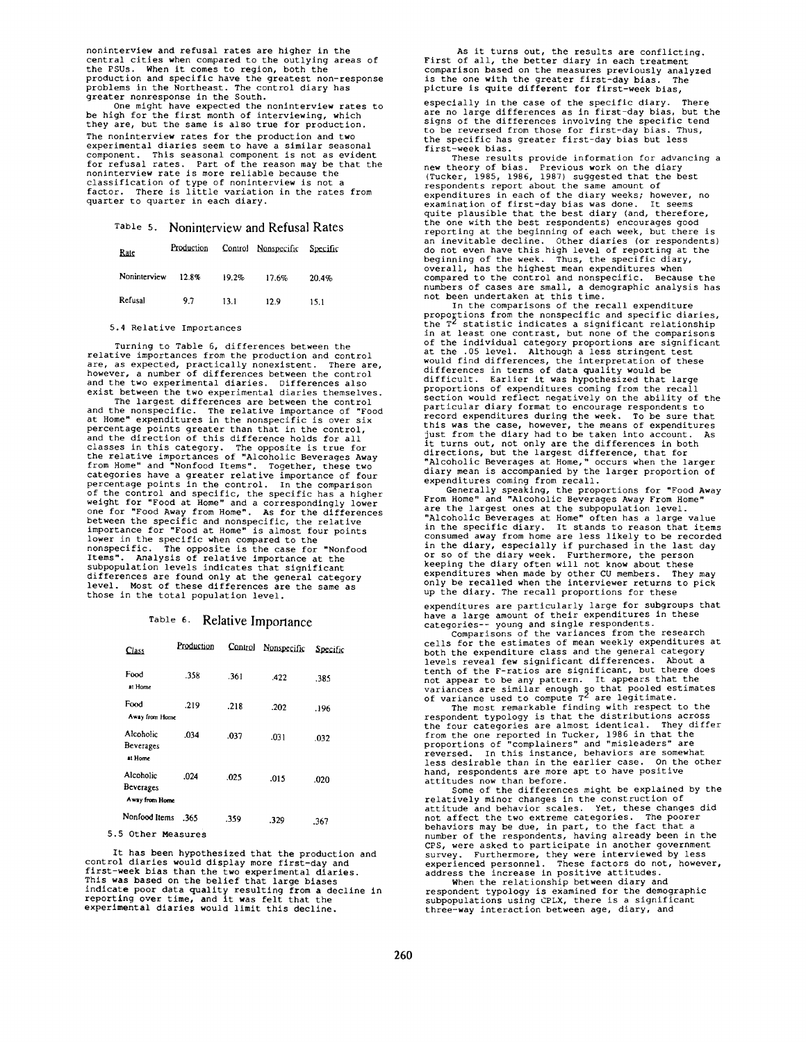noninterview and refusal rates are higher in the central cities when compared to the outlying areas of the PSUs. When it comes to region, both the production and specific have the greatest non-response problems in the Northeast. The control diary has greater nonresponse in the South.

One might have expected the noninterview rates to be high for the first month of interviewing, which they are, but the same is also true for production. The noninterview rates for the production and two experimental diaries seem to have a similar seasonal component. This seasonal component is not as evident for refusal rates. Part of the reason may be that the noninterview rate is more reliable because the classification of type of noninterview is not a factor. There is little variation in the rates from quarter to quarter in each diary.

Table 5. Noninterview and Refusal Rates

| Rate | Production | Control | Nonspecific | Specific |
|---|---|---|---|---|
| Noninterview | 12.8% | 19.2% | 17.6% | 20.4% |
| Refusal | 9.7 | 13.1 | 12.9 | 15.1 |

### 5.4 Relative Importances

Turning to Table 6, differences between the relative importances from the production and control are, as expected, practically nonexistent. There are, however, a number of differences between the control and the two experimental diaries. Differences also exist between the two experimental diaries themselves.

The largest differences are between the control and the nonspecific. The relative importance of "Food at Home" expenditures in the nonspecific is over six percentage points greater than that in the control, and the direction of this difference holds for all classes in this category. The opposite is true for the relative importances of "Alcoholic Beverages Away from Home" and "Nonfood Items". Together, these two categories have a greater relative importance of four percentage points in the control. In the comparison of the control and specific, the specific has a higher weight for "Food at Home" and a correspondingly lower one for "Food Away from Home". As for the differences between the specific and nonspecific, the relative importance for "Food at Home" is almost four points lower in the specific when compared to the nonspecific. The opposite is the case for "Nonfood Items". Analysis of relative importance at the subpopulation levels indicates that significant differences are found only at the general category level. Most of these differences are the same as those in the total population level.

Table 6. Relative Importance

| Class | Production | Control | Nonspecific | Specific |
|---|---|---|---|---|
| Food at Home | .358 | .361 | .422 | .385 |
| Food Away from Home | .219 | .218 | .202 | .196 |
| Alcoholic Beverages at Home | .034 | .037 | .031 | .032 |
| Alcoholic Beverages Away from Home | .024 | .025 | .015 | .020 |
| Nonfood Items | .365 | .359 | .329 | .367 |

### 5.5 Other Measures

It has been hypothesized that the production and control diaries would display more first-day and first-week bias than the two experimental diaries. This was based on the belief that large biases indicate poor data quality resulting from a decline in reporting over time, and it was felt that the experimental diaries would limit this decline.

As it turns out, the results are conflicting. First of all, the better diary in each treatment comparison based on the measures previously analyzed is the one with the greater first-day bias. The picture is quite different for first-week bias, especially in the case of the specific diary. There are no large differences as in first-day bias, but the signs of the differences involving the specific tend to be reversed from those for first-day bias. Thus, the specific has greater first-day bias but less first-week bias.

These results provide information for advancing a new theory of bias. Previous work on the diary (Tucker, 1985, 1986, 1987) suggested that the best respondents report about the same amount of expenditures in each of the diary weeks; however, no examination of first-day bias was done. It seems quite plausible that the best diary (and, therefore, the one with the best respondents) encourages good reporting at the beginning of each week, but there is an inevitable decline. Other diaries (or respondents) do not even have this high level of reporting at the beginning of the week. Thus, the specific diary, overall, has the highest mean expenditures when compared to the control and nonspecific. Because the numbers of cases are small, a demographic analysis has not been undertaken at this time.

In the comparisons of the recall expenditure proportions from the nonspecific and specific diaries, the $T^2$ statistic indicates a significant relationship in at least one contrast, but none of the comparisons of the individual category proportions are significant at the .05 level. Although a less stringent test would find differences, the interpretation of these differences in terms of data quality would be difficult. Earlier it was hypothesized that large proportions of expenditures coming from the recall section would reflect negatively on the ability of the particular diary format to encourage respondents to record expenditures during the week. To be sure that this was the case, however, the means of expenditures just from the diary had to be taken into account. As it turns out, not only are the differences in both directions, but the largest difference, that for "Alcoholic Beverages at Home," occurs when the larger diary mean is accompanied by the larger proportion of expenditures coming from recall.

Generally speaking, the proportions for "Food Away From Home" and "Alcoholic Beverages Away From Home" are the largest ones at the subpopulation level. "Alcoholic Beverages at Home" often has a large value in the specific diary. It stands to reason that items consumed away from home are less likely to be recorded in the diary, especially if purchased in the last day or so of the diary week. Furthermore, the person keeping the diary often will not know about these expenditures when made by other CU members. They may only be recalled when the interviewer returns to pick up the diary. The recall proportions for these expenditures are particularly large for subgroups that have a large amount of their expenditures in these categories-- young and single respondents.

Comparisons of the variances from the research cells for the estimates of mean weekly expenditures at both the expenditure class and the general category levels reveal few significant differences. About a tenth of the F-ratios are significant, but there does not appear to be any pattern. It appears that the variances are similar enough so that pooled estimates of variance used to compute $T^2$ are legitimate.

The most remarkable finding with respect to the respondent typology is that the distributions across the four categories are almost identical. They differ from the one reported in Tucker, 1986 in that the proportions of "complainers" and "misleaders" are reversed. In this instance, behaviors are somewhat less desirable than in the earlier case. On the other hand, respondents are more apt to have positive attitudes now than before.

Some of the differences might be explained by the relatively minor changes in the construction of attitude and behavior scales. Yet, these changes did not affect the two extreme categories. The poorer behaviors may be due, in part, to the fact that a number of the respondents, having already been in the CPS, were asked to participate in another government survey. Furthermore, they were interviewed by less experienced personnel. These factors do not, however, address the increase in positive attitudes.

When the relationship between diary and respondent typology is examined for the demographic subpopulations using CPLX, there is a significant three-way interaction between age, diary, and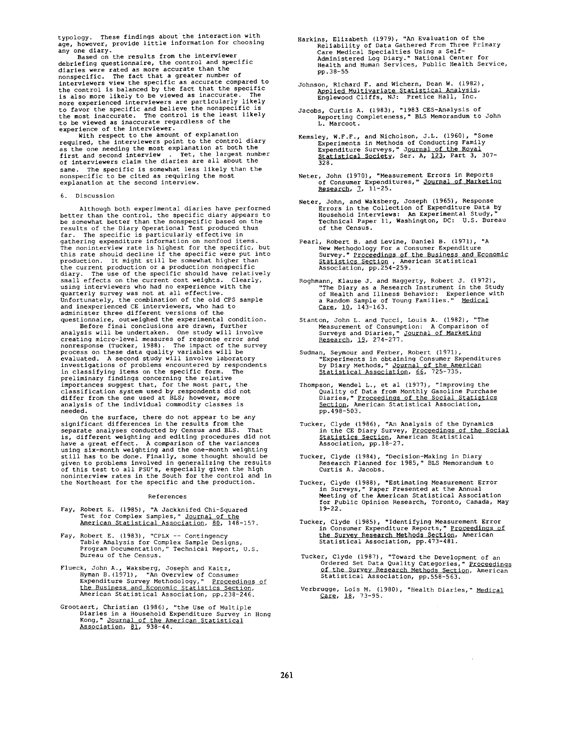typology. These findings about the interaction with age, however, provide little information for choosing any one diary.

Based on the results from the interviewer debriefing questionnaire, the control and specific diaries were rated as more accurate than the nonspecific. The fact that a greater number of interviewers view the specific as accurate compared to the control is balanced by the fact that the specific is also more likely to be viewed as inaccurate. The more experienced interviewers are particularly likely to favor the specific and believe the nonspecific is the most inaccurate. The control is the least likely to be viewed as inaccurate regardless of the experience of the interviewer.

With respect to the amount of explanation required, the interviewers point to the control diary as the one needing the most explanation at both the first and second interview . Yet, the largest number of interviewers claim the diaries are all about the same. The specific is somewhat less likely than the nonspecific to be cited as requiring the most explanation at the second interview.

## 6. Discussion

Although both experimental diaries have performed better than the control, the specific diary appears to be somewhat better than the nonspecific based on the results of the Diary Operational Test produced thus far. The specific is particularly effective in gathering expenditure information on nonfood items. The noninterview rate is highest for the specific, but this rate should decline if the specific were put into production. It might still be somewhat higher than the current production or a production nonspecific diary. The use of the specific should have relatively small effects on the current cost weights. Clearly, using interviewers who had no experience with the quarterly survey was not at all effective. Unfortunately, the combination of the old CPS sample and inexperienced CE interviewers, who had to administer three different versions of the questionnaire, outweighed the experimental condition.

Before final conclusions are drawn, further analysis will be undertaken. One study will involve creating micro-level measures of response error and nonresponse (Tucker, 1988). The impact of the survey process on these data quality variables will be evaluated. A second study will involve laboratory investigations of problems encountered by respondents in classifying items on the specific form. The preliminary findings concerning the relative importances suggest that, for the most part, the classification system used by respondents did not differ from the one used at BLS; however, more analysis of the individual commodity classes is needed.

On the surface, there do not appear to be any significant differences in the results from the separate analyses conducted by Census and BLS. That is, different weighting and editing procedures did not have a great effect. A comparison of the variances using six-month weighting and the one-month weighting still has to be done. Finally, some thought should be given to problems involved in generalizing the results of this test to all PSU's, especially given the high noninterview rates in the South for the control and in the Northeast for the specific and the production.

## References

Fay, Robert E. (1985), "A Jackknifed Chi-Squared Test for Complex Samples," Journal of the American Statistical Association, 80, 148-157.

Fay, Robert E. (1983), "CPLX -- Contingency Table Analysis for Complex Sample Designs, Program Documentation," Technical Report, U.S. Bureau of the Census.

Flueck, John A., Waksberg, Joseph and Kaitz, Hyman B.(1971), "An Overview of Consumer Expenditure Survey Methodology," Proceedings of the Business and Economic Statistics Section, American Statistical Association, pp.238-246.

Grootaert, Christian (1986), "the Use of Multiple Diaries in a Household Expenditure Survey in Hong Kong," Journal of the American Statistical Association, 81, 938-44.

Harkins, Elizabeth (1979), "An Evaluation of the Reliability of Data Gathered From Three Primary Care Medical Specialties Using a Self-Administered Log Diary." National Center for Health and Human Services, Public Health Service, pp.38-55

Johnson, Richard F. and Wichern, Dean W. (1982), Applied Multivariate Statistical Analysis, Englewood Cliffs, NJ: Pretice Hall, Inc.

Jacobs, Curtis A. (1983), "1983 CES-Analysis of Reporting Completeness," BLS Memorandum to John L. Marcoot.

Kemsley, W.F.F., and Nicholson, J.L. (1960), "Some Experiments in Methods of Conducting Family Expenditure Surveys," Journal of the Royal Statistical Society, Ser. A, 123, Part 3, 307-328.

Neter, John (1970), "Measurement Errors in Reports of Consumer Expenditures," Journal of Marketing Research, 7, 11-25.

Neter, John, and Waksberg, Joseph (1965), Response Errors in the Collection of Expenditure Data by Household Interviews: An Experimental Study," Technical Paper 11, Washington, DC: U.S. Bureau of the Census.

Pearl, Robert B. and Levine, Daniel B. (1971), "A New Methodology For a Consumer Expenditure Survey." Proceedings of the Business and Economic Statistics Section , American Statistical Association, pp.254-259.

Roghmann, Klause J. and Haggerty, Robert J. (1972), "The Diary as a Research Instrument in the Study of Health and Illness Behavior: Experience with a Random Sample of Young Families." Medical Care, 10, 143-163.

Stanton, John L. and Tucci, Louis A. (1982), "The Measurement of Consumption: A Comparison of Surveys and Diaries," Journal of Marketing Research, 19, 274-277.

Sudman, Seymour and Ferber, Robert (1971), "Experiments in obtaining Consumer Expenditures by Diary Methods," Journal of the American Statistical Association, 66, 725-735.

Thompson, Wendel L., et al (1977), "Improving the Quality of Data from Monthly Gasoline Purchase Diaries," Proceedings of the Social Statistics Section, American Statistical Association, pp.498-503.

Tucker, Clyde (1986), "An Analysis of the Dynamics in the CE Diary Survey, Proceedings of the Social Statistics Section, American Statistical Association, pp.18-27.

Tucker, Clyde (1984), "Decision-Making in Diary Research Planned for 1985," BLS Memorandum to Curtis A. Jacobs.

Tucker, Clyde (1988), "Estimating Measurement Error in Surveys," Paper Presented at the Annual Meeting of the American Statistical Association for Public Opinion Research, Toronto, Canada, May 19-22.

Tucker, Clyde (1985), "Identifying Measurement Error in Consumer Expenditure Reports," Proceedings of the Survey Research Methods Section, American Statistical Association, pp.473-481.

Tucker, Clyde (1987), "Toward the Development of an Ordered Set Data Quality Categories," Proceedings of the Survey Research Methods Section, American Statistical Association, pp.558-563.

Verbrugge, Lois M. (1980), "Health Diaries," Medical Care, 18, 73-95.